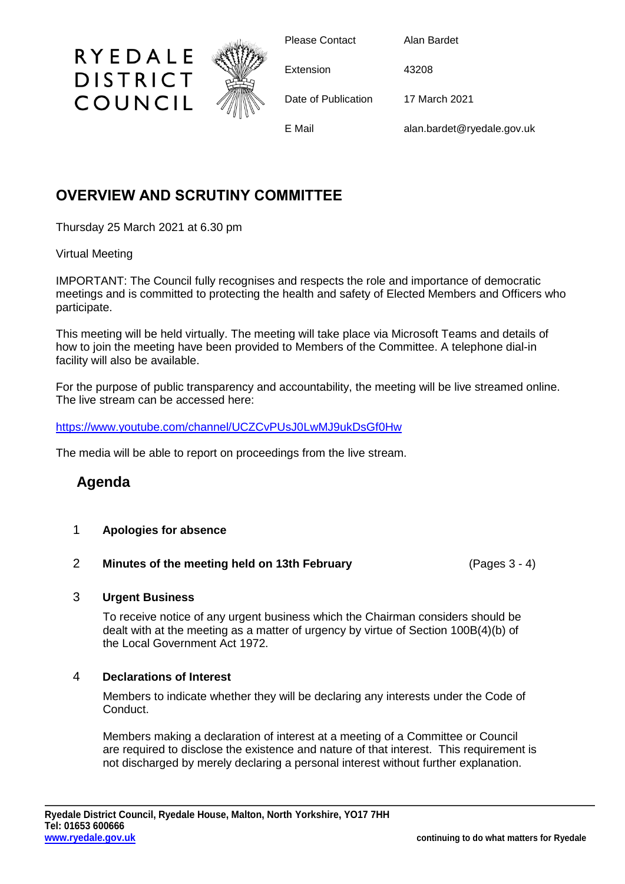RYEDALE DISTRICT COUNCIL

| | |
|---|---|
| Please Contact | Alan Bardet |
| Extension | 43208 |
| Date of Publication | 17 March 2021 |
| E Mail | alan.bardet@ryedale.gov.uk |

# OVERVIEW AND SCRUTINY COMMITTEE

Thursday 25 March 2021 at 6.30 pm

Virtual Meeting

IMPORTANT: The Council fully recognises and respects the role and importance of democratic meetings and is committed to protecting the health and safety of Elected Members and Officers who participate.

This meeting will be held virtually. The meeting will take place via Microsoft Teams and details of how to join the meeting have been provided to Members of the Committee. A telephone dial-in facility will also be available.

For the purpose of public transparency and accountability, the meeting will be live streamed online. The live stream can be accessed here:

https://www.youtube.com/channel/UCZCvPUsJ0LwMJ9ukDsGf0Hw

The media will be able to report on proceedings from the live stream.

## Agenda

1 **Apologies for absence**

2 **Minutes of the meeting held on 13th February** (Pages 3 - 4)

3 **Urgent Business**

To receive notice of any urgent business which the Chairman considers should be dealt with at the meeting as a matter of urgency by virtue of Section 100B(4)(b) of the Local Government Act 1972.

4 **Declarations of Interest**

Members to indicate whether they will be declaring any interests under the Code of Conduct.

Members making a declaration of interest at a meeting of a Committee or Council are required to disclose the existence and nature of that interest. This requirement is not discharged by merely declaring a personal interest without further explanation.

**Ryedale District Council, Ryedale House, Malton, North Yorkshire, YO17 7HH**
**Tel: 01653 600666**
**www.ryedale.gov.uk**

**continuing to do what matters for Ryedale**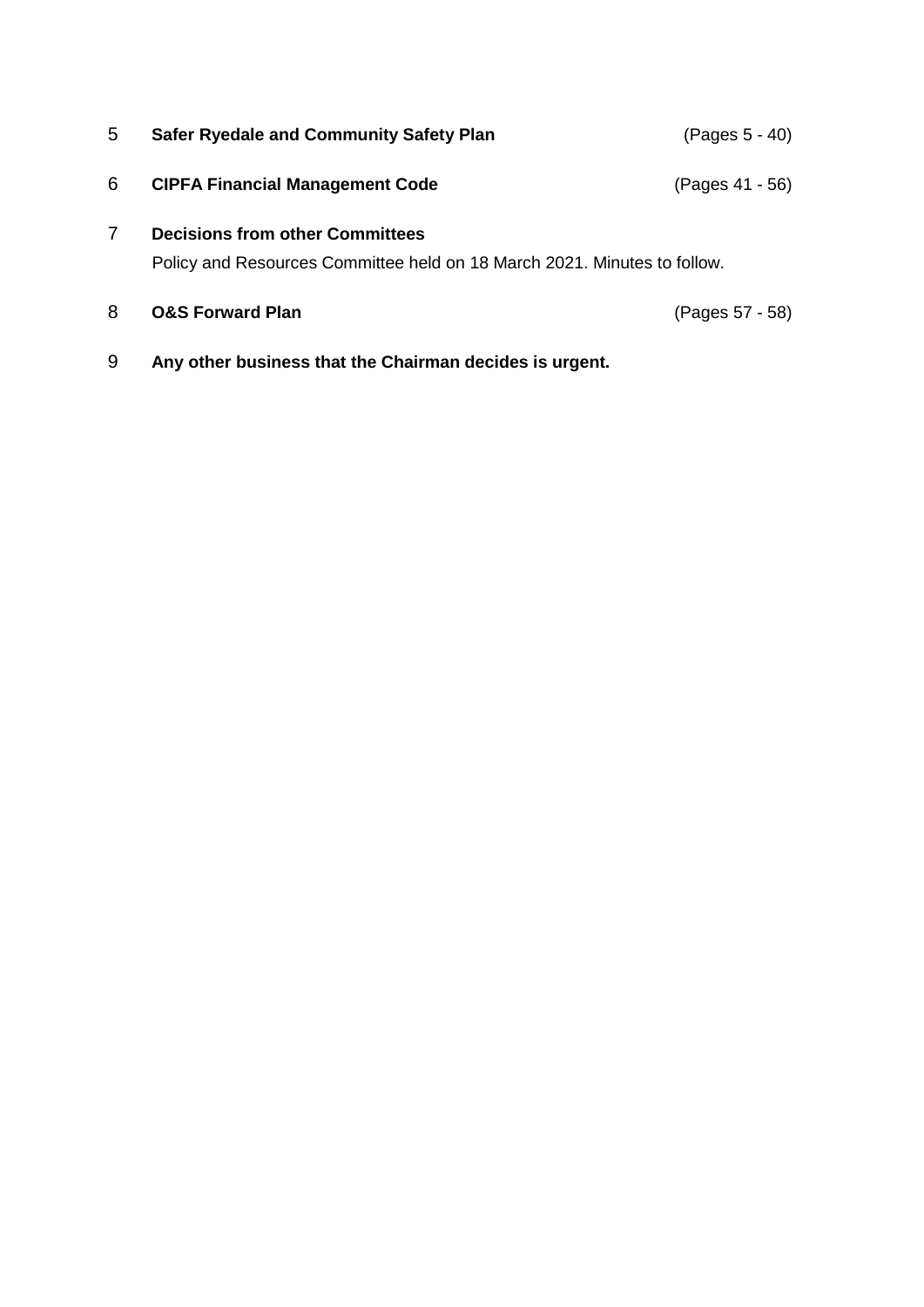5 **Safer Ryedale and Community Safety Plan** (Pages 5 - 40)

6 **CIPFA Financial Management Code** (Pages 41 - 56)

7 **Decisions from other Committees**

Policy and Resources Committee held on 18 March 2021. Minutes to follow.

8 **O&S Forward Plan** (Pages 57 - 58)

9 **Any other business that the Chairman decides is urgent.**